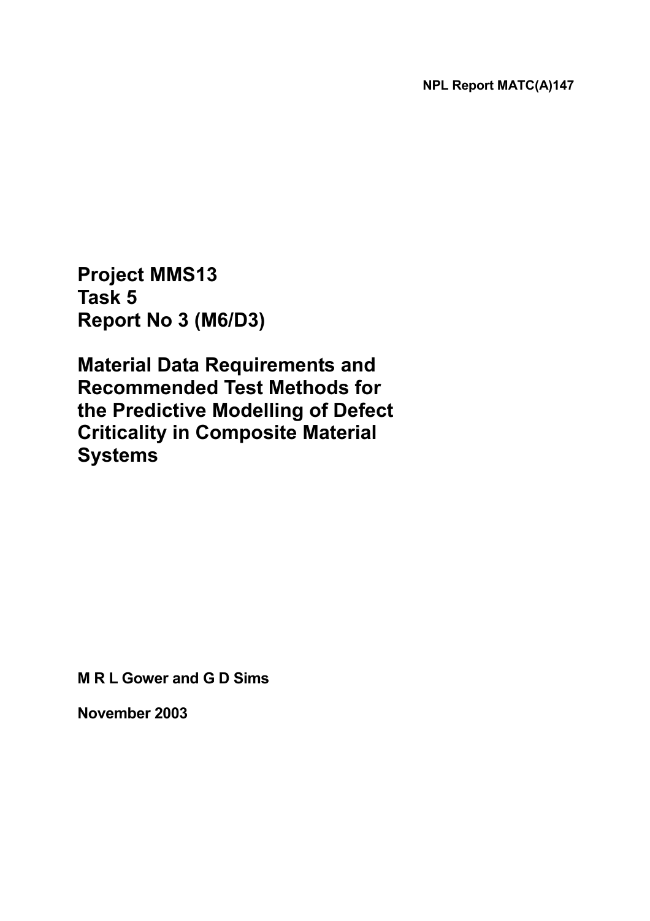NPL Report MATC(A)147

# Project MMS13
# Task 5
# Report No 3 (M6/D3)

# Material Data Requirements and Recommended Test Methods for the Predictive Modelling of Defect Criticality in Composite Material Systems

**M R L Gower and G D Sims**

**November 2003**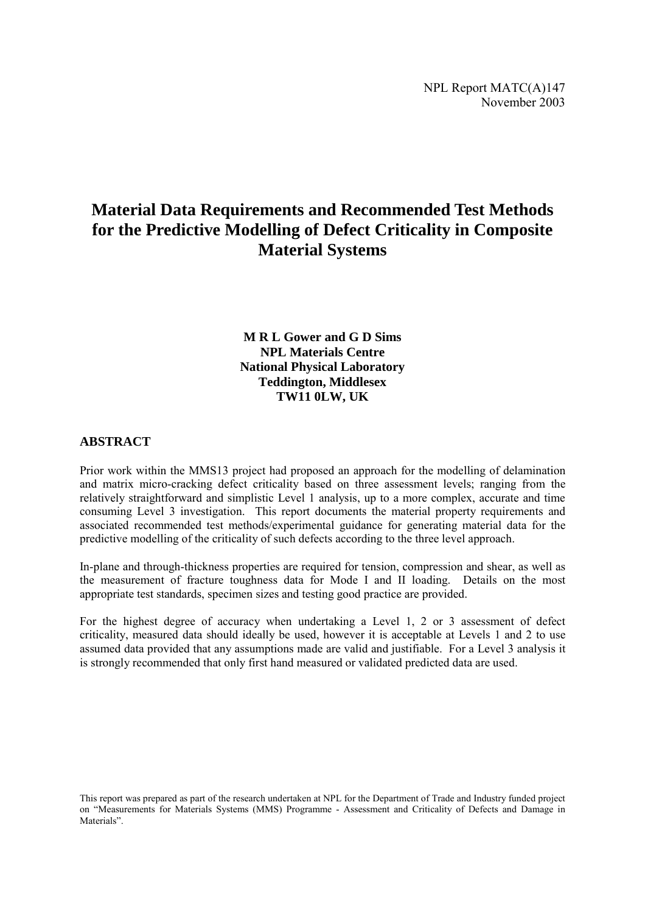NPL Report MATC(A)147
November 2003

# Material Data Requirements and Recommended Test Methods for the Predictive Modelling of Defect Criticality in Composite Material Systems

**M R L Gower and G D Sims**
**NPL Materials Centre**
**National Physical Laboratory**
**Teddington, Middlesex**
**TW11 0LW, UK**

## ABSTRACT

Prior work within the MMS13 project had proposed an approach for the modelling of delamination and matrix micro-cracking defect criticality based on three assessment levels; ranging from the relatively straightforward and simplistic Level 1 analysis, up to a more complex, accurate and time consuming Level 3 investigation. This report documents the material property requirements and associated recommended test methods/experimental guidance for generating material data for the predictive modelling of the criticality of such defects according to the three level approach.

In-plane and through-thickness properties are required for tension, compression and shear, as well as the measurement of fracture toughness data for Mode I and II loading. Details on the most appropriate test standards, specimen sizes and testing good practice are provided.

For the highest degree of accuracy when undertaking a Level 1, 2 or 3 assessment of defect criticality, measured data should ideally be used, however it is acceptable at Levels 1 and 2 to use assumed data provided that any assumptions made are valid and justifiable. For a Level 3 analysis it is strongly recommended that only first hand measured or validated predicted data are used.

This report was prepared as part of the research undertaken at NPL for the Department of Trade and Industry funded project on "Measurements for Materials Systems (MMS) Programme - Assessment and Criticality of Defects and Damage in Materials".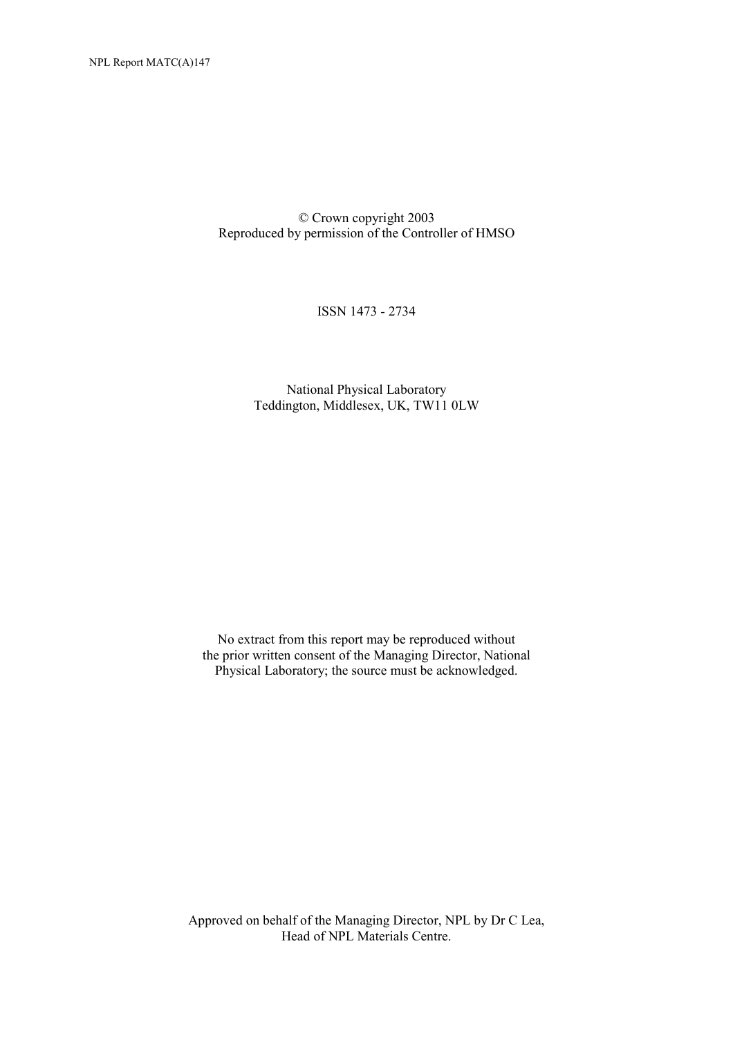© Crown copyright 2003
Reproduced by permission of the Controller of HMSO

ISSN 1473 - 2734

National Physical Laboratory
Teddington, Middlesex, UK, TW11 0LW

No extract from this report may be reproduced without the prior written consent of the Managing Director, National Physical Laboratory; the source must be acknowledged.

Approved on behalf of the Managing Director, NPL by Dr C Lea,
Head of NPL Materials Centre.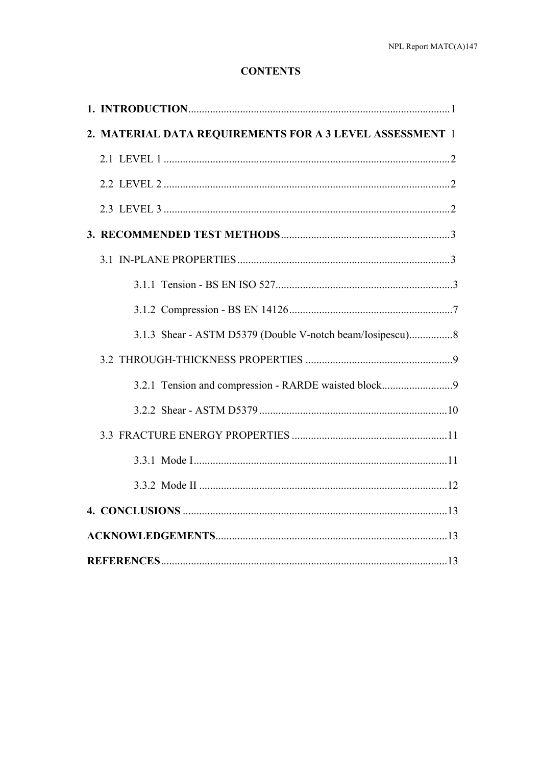## CONTENTS

**1. INTRODUCTION** ............................................................................................... 1

**2. MATERIAL DATA REQUIREMENTS FOR A 3 LEVEL ASSESSMENT** 1

2.1 LEVEL 1 ........................................................................................................ 2

2.2 LEVEL 2 ........................................................................................................ 2

2.3 LEVEL 3 ........................................................................................................ 2

**3. RECOMMENDED TEST METHODS** ............................................................. 3

3.1 IN-PLANE PROPERTIES ............................................................................. 3

3.1.1 Tension - BS EN ISO 527 ................................................................ 3

3.1.2 Compression - BS EN 14126 ............................................................ 7

3.1.3 Shear - ASTM D5379 (Double V-notch beam/Iosipescu) ................ 8

3.2 THROUGH-THICKNESS PROPERTIES ...................................................... 9

3.2.1 Tension and compression - RARDE waisted block .......................... 9

3.2.2 Shear - ASTM D5379 ..................................................................... 10

3.3 FRACTURE ENERGY PROPERTIES ......................................................... 11

3.3.1 Mode I ............................................................................................. 11

3.3.2 Mode II ........................................................................................... 12

**4. CONCLUSIONS** ................................................................................................ 13

**ACKNOWLEDGEMENTS** .................................................................................... 13

**REFERENCES** ........................................................................................................ 13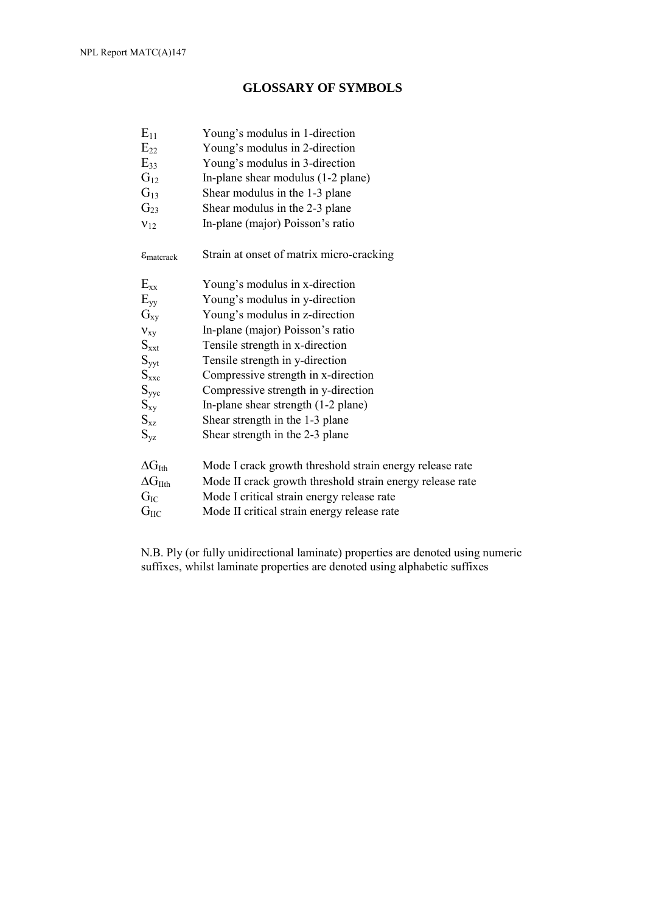# GLOSSARY OF SYMBOLS

| | |
|---|---|
| $E_{11}$ | Young's modulus in 1-direction |
| $E_{22}$ | Young's modulus in 2-direction |
| $E_{33}$ | Young's modulus in 3-direction |
| $G_{12}$ | In-plane shear modulus (1-2 plane) |
| $G_{13}$ | Shear modulus in the 1-3 plane |
| $G_{23}$ | Shear modulus in the 2-3 plane |
| $\nu_{12}$ | In-plane (major) Poisson's ratio |
| | |
| $\varepsilon_{matcrack}$ | Strain at onset of matrix micro-cracking |
| | |
| $E_{xx}$ | Young's modulus in x-direction |
| $E_{yy}$ | Young's modulus in y-direction |
| $G_{xy}$ | Young's modulus in z-direction |
| $\nu_{xy}$ | In-plane (major) Poisson's ratio |
| $S_{xxt}$ | Tensile strength in x-direction |
| $S_{yyt}$ | Tensile strength in y-direction |
| $S_{xxc}$ | Compressive strength in x-direction |
| $S_{yyc}$ | Compressive strength in y-direction |
| $S_{xy}$ | In-plane shear strength (1-2 plane) |
| $S_{xz}$ | Shear strength in the 1-3 plane |
| $S_{yz}$ | Shear strength in the 2-3 plane |
| | |
| $\Delta G_{Ith}$ | Mode I crack growth threshold strain energy release rate |
| $\Delta G_{IIth}$ | Mode II crack growth threshold strain energy release rate |
| $G_{IC}$ | Mode I critical strain energy release rate |
| $G_{IIC}$ | Mode II critical strain energy release rate |

N.B. Ply (or fully unidirectional laminate) properties are denoted using numeric suffixes, whilst laminate properties are denoted using alphabetic suffixes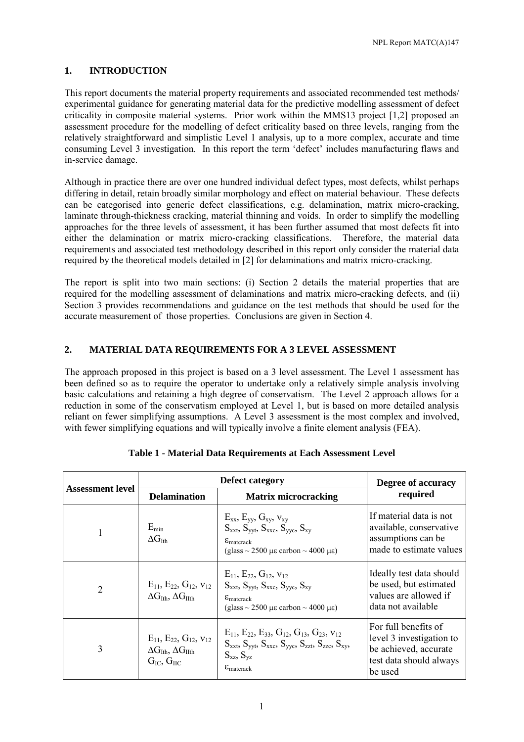## 1. INTRODUCTION

This report documents the material property requirements and associated recommended test methods/ experimental guidance for generating material data for the predictive modelling assessment of defect criticality in composite material systems. Prior work within the MMS13 project [1,2] proposed an assessment procedure for the modelling of defect criticality based on three levels, ranging from the relatively straightforward and simplistic Level 1 analysis, up to a more complex, accurate and time consuming Level 3 investigation. In this report the term 'defect' includes manufacturing flaws and in-service damage.

Although in practice there are over one hundred individual defect types, most defects, whilst perhaps differing in detail, retain broadly similar morphology and effect on material behaviour. These defects can be categorised into generic defect classifications, e.g. delamination, matrix micro-cracking, laminate through-thickness cracking, material thinning and voids. In order to simplify the modelling approaches for the three levels of assessment, it has been further assumed that most defects fit into either the delamination or matrix micro-cracking classifications. Therefore, the material data requirements and associated test methodology described in this report only consider the material data required by the theoretical models detailed in [2] for delaminations and matrix micro-cracking.

The report is split into two main sections: (i) Section 2 details the material properties that are required for the modelling assessment of delaminations and matrix micro-cracking defects, and (ii) Section 3 provides recommendations and guidance on the test methods that should be used for the accurate measurement of those properties. Conclusions are given in Section 4.

## 2. MATERIAL DATA REQUIREMENTS FOR A 3 LEVEL ASSESSMENT

The approach proposed in this project is based on a 3 level assessment. The Level 1 assessment has been defined so as to require the operator to undertake only a relatively simple analysis involving basic calculations and retaining a high degree of conservatism. The Level 2 approach allows for a reduction in some of the conservatism employed at Level 1, but is based on more detailed analysis reliant on fewer simplifying assumptions. A Level 3 assessment is the most complex and involved, with fewer simplifying equations and will typically involve a finite element analysis (FEA).

**Table 1 - Material Data Requirements at Each Assessment Level**

| Assessment level | Defect category | | Degree of accuracy required |
|---|---|---|---|
| | Delamination | Matrix microcracking | |
| 1 | $E_{min}$ <br> $\Delta G_{Ith}$ | $E_{xx}$, $E_{yy}$, $G_{xy}$, $\nu_{xy}$ <br> $S_{xxt}$, $S_{yyt}$, $S_{xxc}$, $S_{yyc}$, $S_{xy}$ <br> $\varepsilon_{matcrack}$ <br> (glass ~ 2500 $\mu\varepsilon$ carbon ~ 4000 $\mu\varepsilon$) | If material data is not available, conservative assumptions can be made to estimate values |
| 2 | $E_{11}$, $E_{22}$, $G_{12}$, $\nu_{12}$ <br> $\Delta G_{Ith}$, $\Delta G_{IIth}$ | $E_{11}$, $E_{22}$, $G_{12}$, $\nu_{12}$ <br> $S_{xxt}$, $S_{yyt}$, $S_{xxc}$, $S_{yyc}$, $S_{xy}$ <br> $\varepsilon_{matcrack}$ <br> (glass ~ 2500 $\mu\varepsilon$ carbon ~ 4000 $\mu\varepsilon$) | Ideally test data should be used, but estimated values are allowed if data not available |
| 3 | $E_{11}$, $E_{22}$, $G_{12}$, $\nu_{12}$ <br> $\Delta G_{Ith}$, $\Delta G_{IIth}$ <br> $G_{IC}$, $G_{IIC}$ | $E_{11}$, $E_{22}$, $E_{33}$, $G_{12}$, $G_{13}$, $G_{23}$, $\nu_{12}$ <br> $S_{xxt}$, $S_{yyt}$, $S_{xxc}$, $S_{yyc}$, $S_{zzt}$, $S_{zzc}$, $S_{xy}$, $S_{xz}$, $S_{yz}$ <br> $\varepsilon_{matcrack}$ | For full benefits of level 3 investigation to be achieved, accurate test data should always be used |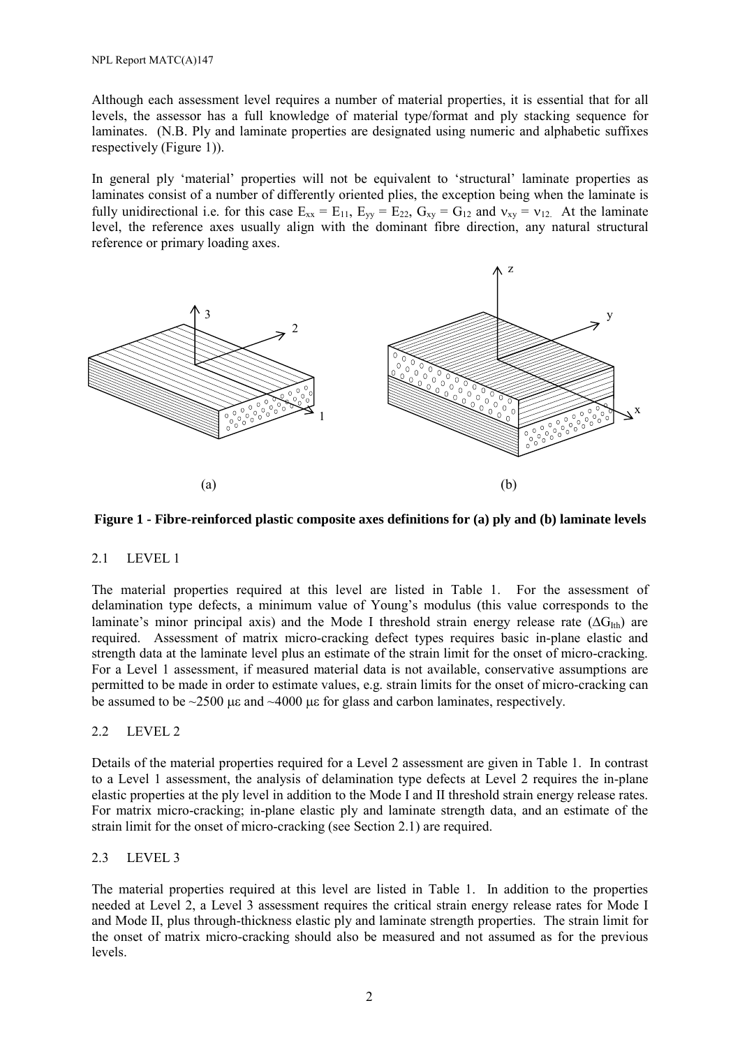Although each assessment level requires a number of material properties, it is essential that for all levels, the assessor has a full knowledge of material type/format and ply stacking sequence for laminates. (N.B. Ply and laminate properties are designated using numeric and alphabetic suffixes respectively (Figure 1)).

In general ply 'material' properties will not be equivalent to 'structural' laminate properties as laminates consist of a number of differently oriented plies, the exception being when the laminate is fully unidirectional i.e. for this case $E_{xx} = E_{11}$, $E_{yy} = E_{22}$, $G_{xy} = G_{12}$ and $\nu_{xy} = \nu_{12}$. At the laminate level, the reference axes usually align with the dominant fibre direction, any natural structural reference or primary loading axes.

(a) (b)

**Figure 1 - Fibre-reinforced plastic composite axes definitions for (a) ply and (b) laminate levels**

## 2.1 LEVEL 1

The material properties required at this level are listed in Table 1. For the assessment of delamination type defects, a minimum value of Young's modulus (this value corresponds to the laminate's minor principal axis) and the Mode I threshold strain energy release rate ($\Delta G_{Ith}$) are required. Assessment of matrix micro-cracking defect types requires basic in-plane elastic and strength data at the laminate level plus an estimate of the strain limit for the onset of micro-cracking. For a Level 1 assessment, if measured material data is not available, conservative assumptions are permitted to be made in order to estimate values, e.g. strain limits for the onset of micro-cracking can be assumed to be ~2500 $\mu\varepsilon$ and ~4000 $\mu\varepsilon$ for glass and carbon laminates, respectively.

## 2.2 LEVEL 2

Details of the material properties required for a Level 2 assessment are given in Table 1. In contrast to a Level 1 assessment, the analysis of delamination type defects at Level 2 requires the in-plane elastic properties at the ply level in addition to the Mode I and II threshold strain energy release rates. For matrix micro-cracking; in-plane elastic ply and laminate strength data, and an estimate of the strain limit for the onset of micro-cracking (see Section 2.1) are required.

## 2.3 LEVEL 3

The material properties required at this level are listed in Table 1. In addition to the properties needed at Level 2, a Level 3 assessment requires the critical strain energy release rates for Mode I and Mode II, plus through-thickness elastic ply and laminate strength properties. The strain limit for the onset of matrix micro-cracking should also be measured and not assumed as for the previous levels.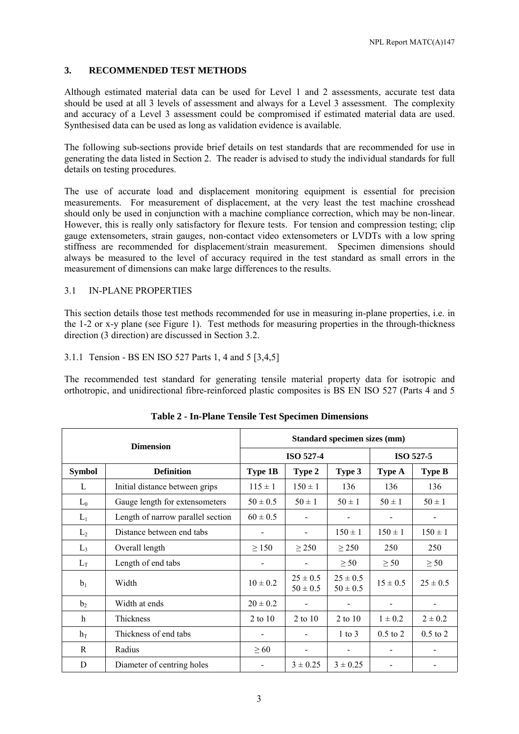## 3. RECOMMENDED TEST METHODS

Although estimated material data can be used for Level 1 and 2 assessments, accurate test data should be used at all 3 levels of assessment and always for a Level 3 assessment. The complexity and accuracy of a Level 3 assessment could be compromised if estimated material data are used. Synthesised data can be used as long as validation evidence is available.

The following sub-sections provide brief details on test standards that are recommended for use in generating the data listed in Section 2. The reader is advised to study the individual standards for full details on testing procedures.

The use of accurate load and displacement monitoring equipment is essential for precision measurements. For measurement of displacement, at the very least the test machine crosshead should only be used in conjunction with a machine compliance correction, which may be non-linear. However, this is really only satisfactory for flexure tests. For tension and compression testing; clip gauge extensometers, strain gauges, non-contact video extensometers or LVDTs with a low spring stiffness are recommended for displacement/strain measurement. Specimen dimensions should always be measured to the level of accuracy required in the test standard as small errors in the measurement of dimensions can make large differences to the results.

### 3.1 IN-PLANE PROPERTIES

This section details those test methods recommended for use in measuring in-plane properties, i.e. in the 1-2 or x-y plane (see Figure 1). Test methods for measuring properties in the through-thickness direction (3 direction) are discussed in Section 3.2.

#### 3.1.1 Tension - BS EN ISO 527 Parts 1, 4 and 5 [3,4,5]

The recommended test standard for generating tensile material property data for isotropic and orthotropic, and unidirectional fibre-reinforced plastic composites is BS EN ISO 527 (Parts 4 and 5

**Table 2 - In-Plane Tensile Test Specimen Dimensions**

| Dimension | | Standard specimen sizes (mm) | | | | |
|---|---|---|---|---|---|---|
| | | ISO 527-4 | | | ISO 527-5 | |
| Symbol | Definition | Type 1B | Type 2 | Type 3 | Type A | Type B |
| L | Initial distance between grips | 115 ± 1 | 150 ± 1 | 136 | 136 | 136 |
| $L_0$ | Gauge length for extensometers | 50 ± 0.5 | 50 ± 1 | 50 ± 1 | 50 ± 1 | 50 ± 1 |
| $L_1$ | Length of narrow parallel section | 60 ± 0.5 | - | - | - | - |
| $L_2$ | Distance between end tabs | - | - | 150 ± 1 | 150 ± 1 | 150 ± 1 |
| $L_3$ | Overall length | ≥ 150 | ≥ 250 | ≥ 250 | 250 | 250 |
| $L_T$ | Length of end tabs | - | - | ≥ 50 | ≥ 50 | ≥ 50 |
| $b_1$ | Width | 10 ± 0.2 | 25 ± 0.5<br>50 ± 0.5 | 25 ± 0.5<br>50 ± 0.5 | 15 ± 0.5 | 25 ± 0.5 |
| $b_2$ | Width at ends | 20 ± 0.2 | - | - | - | - |
| h | Thickness | 2 to 10 | 2 to 10 | 2 to 10 | 1 ± 0.2 | 2 ± 0.2 |
| $h_T$ | Thickness of end tabs | - | - | 1 to 3 | 0.5 to 2 | 0.5 to 2 |
| R | Radius | ≥ 60 | - | - | - | - |
| D | Diameter of centring holes | - | 3 ± 0.25 | 3 ± 0.25 | - | - |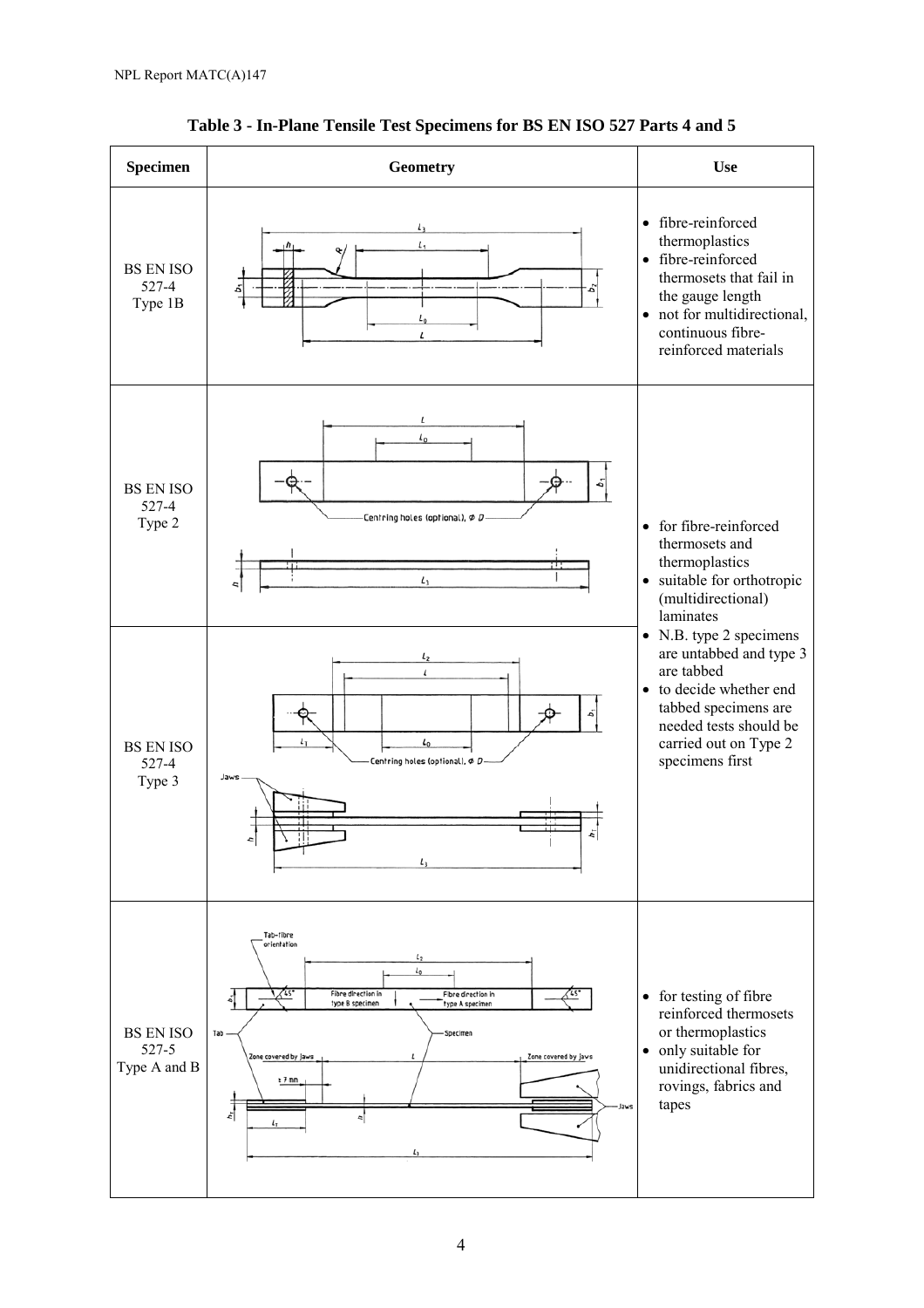**Table 3 - In-Plane Tensile Test Specimens for BS EN ISO 527 Parts 4 and 5**

| Specimen | Geometry | Use |
|---|---|---|
| BS EN ISO 527-4 Type 1B | $l_3$, $l_1$, $h$, $R$, $b_1$, $b_2$, $L_0$, $L$ | • fibre-reinforced thermoplastics<br>• fibre-reinforced thermosets that fail in the gauge length<br>• not for multidirectional, continuous fibre-reinforced materials |
| BS EN ISO 527-4 Type 2 | $L$, $L_0$, $b_1$, Centring holes (optional), $\phi$ $D$, $h$, $l_3$ | • for fibre-reinforced thermosets and thermoplastics<br>• suitable for orthotropic (multidirectional) laminates<br>• N.B. type 2 specimens are untabbed and type 3 are tabbed<br>• to decide whether end tabbed specimens are needed tests should be carried out on Type 2 specimens first |
| BS EN ISO 527-4 Type 3 | $l_2$, $L$, $b_1$, $l_1$, $L_0$, Centring holes (optional), $\phi$ $D$, Jaws, $h$, $h_T$, $l_3$ | |
| BS EN ISO 527-5 Type A and B | Tab-fibre orientation, $l_2$, $L_0$, $b_1$, 45°, Fibre direction in type B specimen, Fibre direction in type A specimen, Tab, Specimen, Zone covered by jaws, $L$, ± 7 mm, Jaws, $h_T$, $l_1$, $h$, $l_3$ | • for testing of fibre reinforced thermosets or thermoplastics<br>• only suitable for unidirectional fibres, rovings, fabrics and tapes |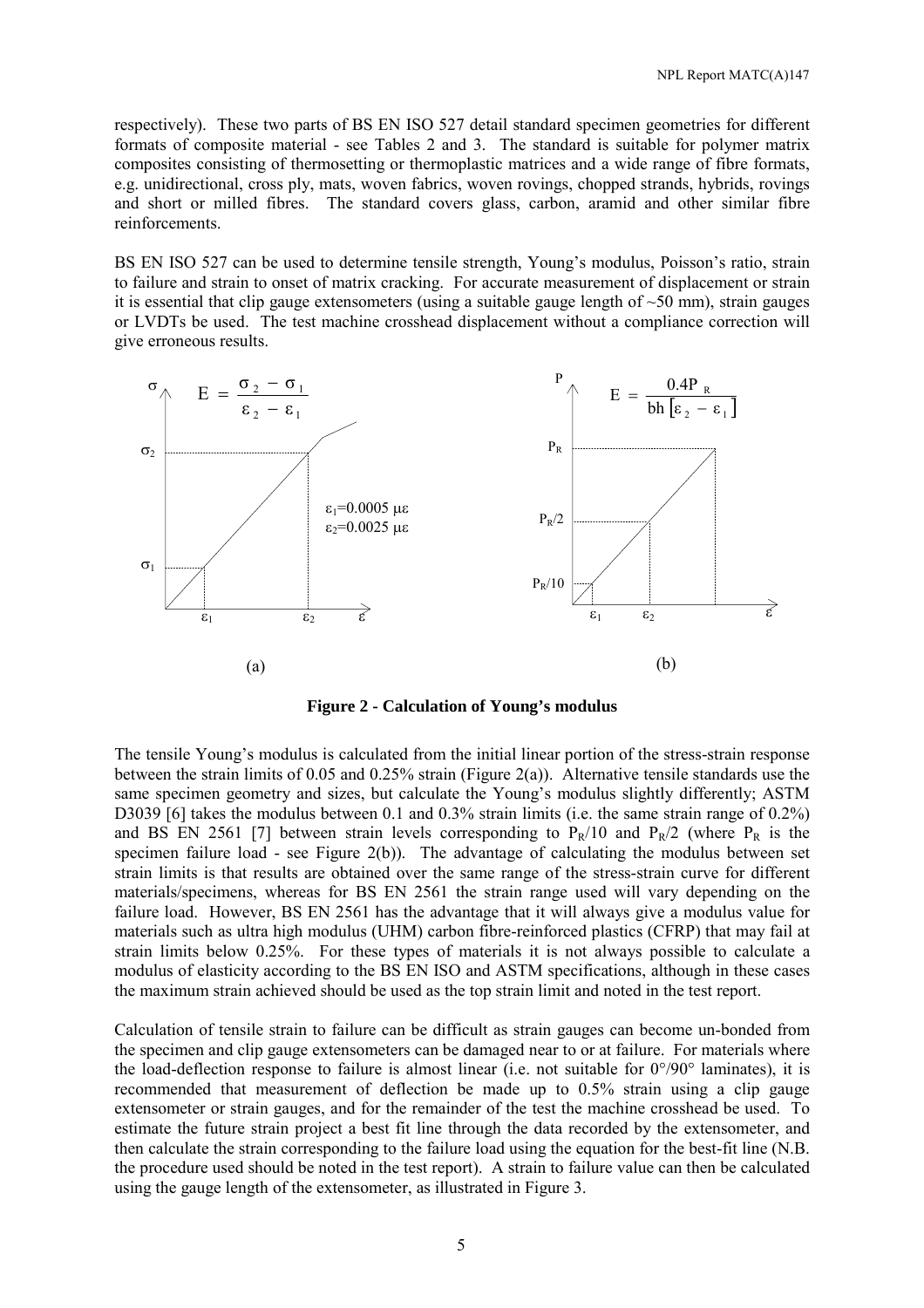respectively). These two parts of BS EN ISO 527 detail standard specimen geometries for different formats of composite material - see Tables 2 and 3. The standard is suitable for polymer matrix composites consisting of thermosetting or thermoplastic matrices and a wide range of fibre formats, e.g. unidirectional, cross ply, mats, woven fabrics, woven rovings, chopped strands, hybrids, rovings and short or milled fibres. The standard covers glass, carbon, aramid and other similar fibre reinforcements.

BS EN ISO 527 can be used to determine tensile strength, Young's modulus, Poisson's ratio, strain to failure and strain to onset of matrix cracking. For accurate measurement of displacement or strain it is essential that clip gauge extensometers (using a suitable gauge length of ~50 mm), strain gauges or LVDTs be used. The test machine crosshead displacement without a compliance correction will give erroneous results.

$$E = \frac{\sigma_2 - \sigma_1}{\varepsilon_2 - \varepsilon_1}$$

$\varepsilon_1 = 0.0005\ \mu\varepsilon$
$\varepsilon_2 = 0.0025\ \mu\varepsilon$

(a)

$$E = \frac{0.4P_R}{bh\left[\varepsilon_2 - \varepsilon_1\right]}$$

(b)

**Figure 2 - Calculation of Young's modulus**

The tensile Young's modulus is calculated from the initial linear portion of the stress-strain response between the strain limits of 0.05 and 0.25% strain (Figure 2(a)). Alternative tensile standards use the same specimen geometry and sizes, but calculate the Young's modulus slightly differently; ASTM D3039 [6] takes the modulus between 0.1 and 0.3% strain limits (i.e. the same strain range of 0.2%) and BS EN 2561 [7] between strain levels corresponding to $P_R/10$ and $P_R/2$ (where $P_R$ is the specimen failure load - see Figure 2(b)). The advantage of calculating the modulus between set strain limits is that results are obtained over the same range of the stress-strain curve for different materials/specimens, whereas for BS EN 2561 the strain range used will vary depending on the failure load. However, BS EN 2561 has the advantage that it will always give a modulus value for materials such as ultra high modulus (UHM) carbon fibre-reinforced plastics (CFRP) that may fail at strain limits below 0.25%. For these types of materials it is not always possible to calculate a modulus of elasticity according to the BS EN ISO and ASTM specifications, although in these cases the maximum strain achieved should be used as the top strain limit and noted in the test report.

Calculation of tensile strain to failure can be difficult as strain gauges can become un-bonded from the specimen and clip gauge extensometers can be damaged near to or at failure. For materials where the load-deflection response to failure is almost linear (i.e. not suitable for 0°/90° laminates), it is recommended that measurement of deflection be made up to 0.5% strain using a clip gauge extensometer or strain gauges, and for the remainder of the test the machine crosshead be used. To estimate the future strain project a best fit line through the data recorded by the extensometer, and then calculate the strain corresponding to the failure load using the equation for the best-fit line (N.B. the procedure used should be noted in the test report). A strain to failure value can then be calculated using the gauge length of the extensometer, as illustrated in Figure 3.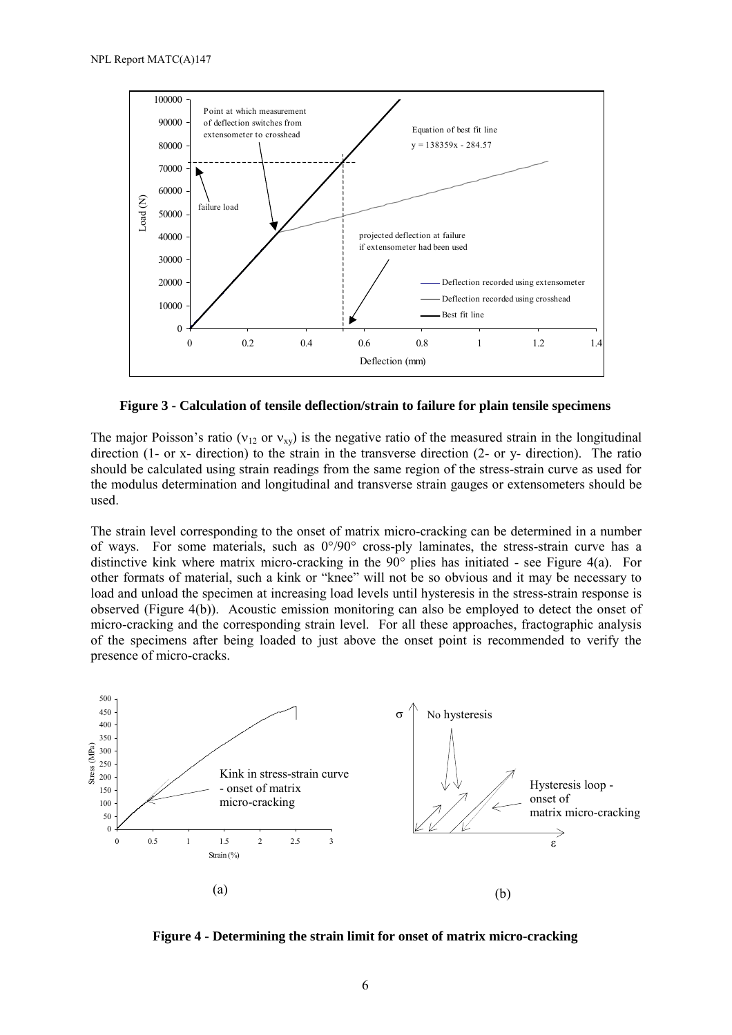**Figure 3 - Calculation of tensile deflection/strain to failure for plain tensile specimens**

The major Poisson's ratio ($\nu_{12}$ or $\nu_{xy}$) is the negative ratio of the measured strain in the longitudinal direction (1- or x- direction) to the strain in the transverse direction (2- or y- direction). The ratio should be calculated using strain readings from the same region of the stress-strain curve as used for the modulus determination and longitudinal and transverse strain gauges or extensometers should be used.

The strain level corresponding to the onset of matrix micro-cracking can be determined in a number of ways. For some materials, such as 0°/90° cross-ply laminates, the stress-strain curve has a distinctive kink where matrix micro-cracking in the 90° plies has initiated - see Figure 4(a). For other formats of material, such a kink or "knee" will not be so obvious and it may be necessary to load and unload the specimen at increasing load levels until hysteresis in the stress-strain response is observed (Figure 4(b)). Acoustic emission monitoring can also be employed to detect the onset of micro-cracking and the corresponding strain level. For all these approaches, fractographic analysis of the specimens after being loaded to just above the onset point is recommended to verify the presence of micro-cracks.

(a) (b)

**Figure 4 - Determining the strain limit for onset of matrix micro-cracking**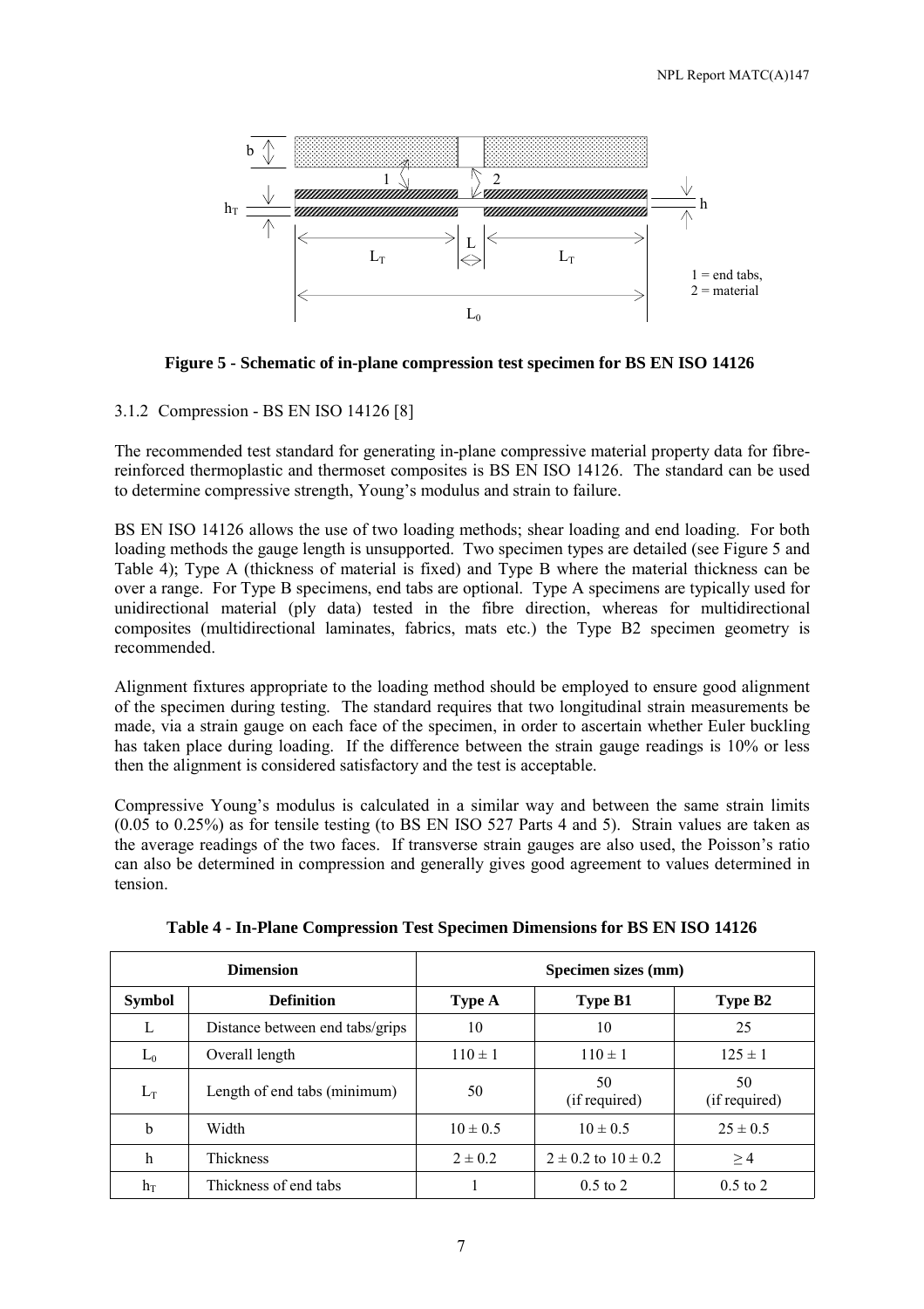Figure 5 - Schematic of in-plane compression test specimen for BS EN ISO 14126

### 3.1.2 Compression - BS EN ISO 14126 [8]

The recommended test standard for generating in-plane compressive material property data for fibre-reinforced thermoplastic and thermoset composites is BS EN ISO 14126. The standard can be used to determine compressive strength, Young's modulus and strain to failure.

BS EN ISO 14126 allows the use of two loading methods; shear loading and end loading. For both loading methods the gauge length is unsupported. Two specimen types are detailed (see Figure 5 and Table 4); Type A (thickness of material is fixed) and Type B where the material thickness can be over a range. For Type B specimens, end tabs are optional. Type A specimens are typically used for unidirectional material (ply data) tested in the fibre direction, whereas for multidirectional composites (multidirectional laminates, fabrics, mats etc.) the Type B2 specimen geometry is recommended.

Alignment fixtures appropriate to the loading method should be employed to ensure good alignment of the specimen during testing. The standard requires that two longitudinal strain measurements be made, via a strain gauge on each face of the specimen, in order to ascertain whether Euler buckling has taken place during loading. If the difference between the strain gauge readings is 10% or less then the alignment is considered satisfactory and the test is acceptable.

Compressive Young's modulus is calculated in a similar way and between the same strain limits (0.05 to 0.25%) as for tensile testing (to BS EN ISO 527 Parts 4 and 5). Strain values are taken as the average readings of the two faces. If transverse strain gauges are also used, the Poisson's ratio can also be determined in compression and generally gives good agreement to values determined in tension.

**Table 4 - In-Plane Compression Test Specimen Dimensions for BS EN ISO 14126**

| Dimension | | Specimen sizes (mm) | | |
|---|---|---|---|---|
| **Symbol** | **Definition** | **Type A** | **Type B1** | **Type B2** |
| $L$ | Distance between end tabs/grips | 10 | 10 | 25 |
| $L_0$ | Overall length | 110 ± 1 | 110 ± 1 | 125 ± 1 |
| $L_T$ | Length of end tabs (minimum) | 50 | 50 (if required) | 50 (if required) |
| $b$ | Width | 10 ± 0.5 | 10 ± 0.5 | 25 ± 0.5 |
| $h$ | Thickness | 2 ± 0.2 | 2 ± 0.2 to 10 ± 0.2 | ≥ 4 |
| $h_T$ | Thickness of end tabs | 1 | 0.5 to 2 | 0.5 to 2 |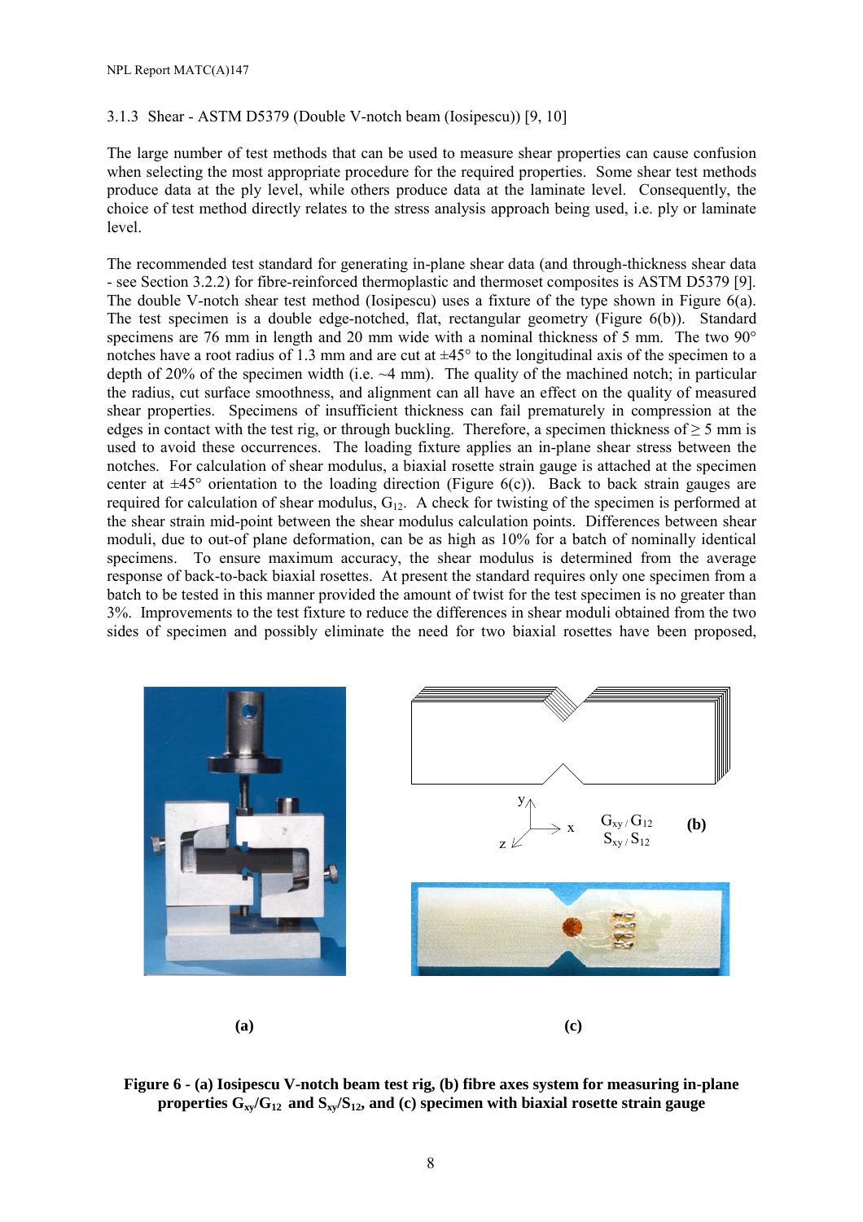### 3.1.3 Shear - ASTM D5379 (Double V-notch beam (Iosipescu)) [9, 10]

The large number of test methods that can be used to measure shear properties can cause confusion when selecting the most appropriate procedure for the required properties. Some shear test methods produce data at the ply level, while others produce data at the laminate level. Consequently, the choice of test method directly relates to the stress analysis approach being used, i.e. ply or laminate level.

The recommended test standard for generating in-plane shear data (and through-thickness shear data - see Section 3.2.2) for fibre-reinforced thermoplastic and thermoset composites is ASTM D5379 [9]. The double V-notch shear test method (Iosipescu) uses a fixture of the type shown in Figure 6(a). The test specimen is a double edge-notched, flat, rectangular geometry (Figure 6(b)). Standard specimens are 76 mm in length and 20 mm wide with a nominal thickness of 5 mm. The two 90° notches have a root radius of 1.3 mm and are cut at ±45° to the longitudinal axis of the specimen to a depth of 20% of the specimen width (i.e. ~4 mm). The quality of the machined notch; in particular the radius, cut surface smoothness, and alignment can all have an effect on the quality of measured shear properties. Specimens of insufficient thickness can fail prematurely in compression at the edges in contact with the test rig, or through buckling. Therefore, a specimen thickness of ≥ 5 mm is used to avoid these occurrences. The loading fixture applies an in-plane shear stress between the notches. For calculation of shear modulus, a biaxial rosette strain gauge is attached at the specimen center at ±45° orientation to the loading direction (Figure 6(c)). Back to back strain gauges are required for calculation of shear modulus, $G_{12}$. A check for twisting of the specimen is performed at the shear strain mid-point between the shear modulus calculation points. Differences between shear moduli, due to out-of plane deformation, can be as high as 10% for a batch of nominally identical specimens. To ensure maximum accuracy, the shear modulus is determined from the average response of back-to-back biaxial rosettes. At present the standard requires only one specimen from a batch to be tested in this manner provided the amount of twist for the test specimen is no greater than 3%. Improvements to the test fixture to reduce the differences in shear moduli obtained from the two sides of specimen and possibly eliminate the need for two biaxial rosettes have been proposed,

**Figure 6 - (a) Iosipescu V-notch beam test rig, (b) fibre axes system for measuring in-plane properties $G_{xy}/G_{12}$ and $S_{xy}/S_{12}$, and (c) specimen with biaxial rosette strain gauge**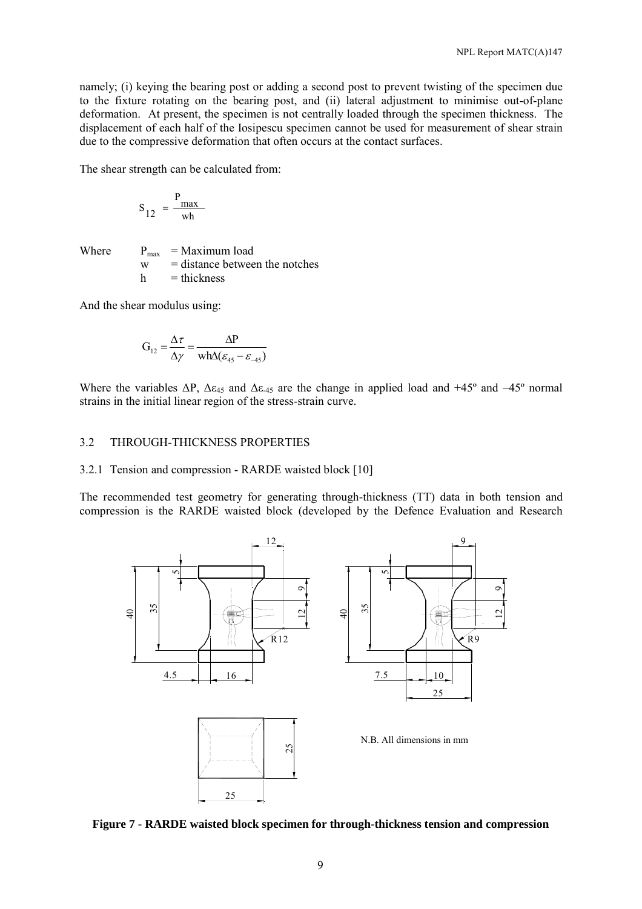namely; (i) keying the bearing post or adding a second post to prevent twisting of the specimen due to the fixture rotating on the bearing post, and (ii) lateral adjustment to minimise out-of-plane deformation. At present, the specimen is not centrally loaded through the specimen thickness. The displacement of each half of the Iosipescu specimen cannot be used for measurement of shear strain due to the compressive deformation that often occurs at the contact surfaces.

The shear strength can be calculated from:

$$S_{12} = \frac{P_{max}}{wh}$$

Where $P_{max}$ = Maximum load
$w$ = distance between the notches
$h$ = thickness

And the shear modulus using:

$$G_{12} = \frac{\Delta\tau}{\Delta\gamma} = \frac{\Delta P}{wh\Delta(\varepsilon_{45} - \varepsilon_{-45})}$$

Where the variables $\Delta P$, $\Delta\varepsilon_{45}$ and $\Delta\varepsilon_{-45}$ are the change in applied load and +45º and –45º normal strains in the initial linear region of the stress-strain curve.

## 3.2 THROUGH-THICKNESS PROPERTIES

### 3.2.1 Tension and compression - RARDE waisted block [10]

The recommended test geometry for generating through-thickness (TT) data in both tension and compression is the RARDE waisted block (developed by the Defence Evaluation and Research

N.B. All dimensions in mm

**Figure 7 - RARDE waisted block specimen for through-thickness tension and compression**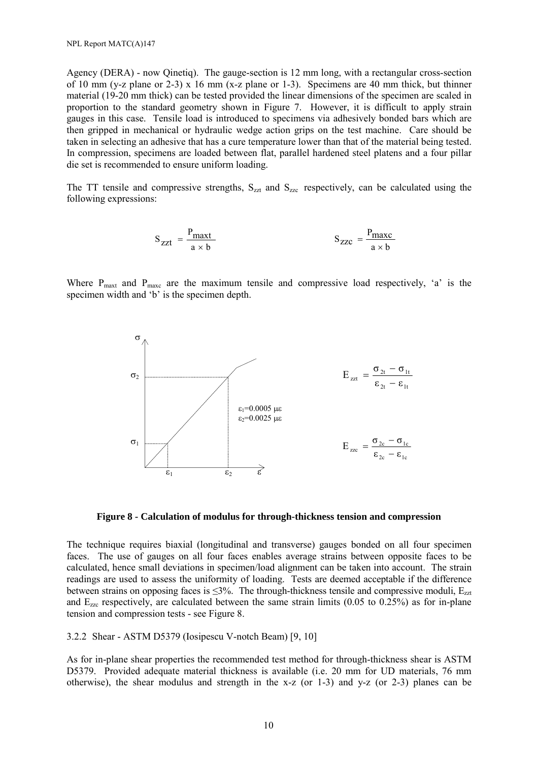Agency (DERA) - now Qinetiq). The gauge-section is 12 mm long, with a rectangular cross-section of 10 mm (y-z plane or 2-3) x 16 mm (x-z plane or 1-3). Specimens are 40 mm thick, but thinner material (19-20 mm thick) can be tested provided the linear dimensions of the specimen are scaled in proportion to the standard geometry shown in Figure 7. However, it is difficult to apply strain gauges in this case. Tensile load is introduced to specimens via adhesively bonded bars which are then gripped in mechanical or hydraulic wedge action grips on the test machine. Care should be taken in selecting an adhesive that has a cure temperature lower than that of the material being tested. In compression, specimens are loaded between flat, parallel hardened steel platens and a four pillar die set is recommended to ensure uniform loading.

The TT tensile and compressive strengths, $S_{zzt}$ and $S_{zzc}$ respectively, can be calculated using the following expressions:

$$S_{zzt} = \frac{P_{maxt}}{a \times b} \qquad\qquad S_{zzc} = \frac{P_{maxc}}{a \times b}$$

Where $P_{maxt}$ and $P_{maxc}$ are the maximum tensile and compressive load respectively, 'a' is the specimen width and 'b' is the specimen depth.

$\varepsilon_1$=0.0005 $\mu\varepsilon$
$\varepsilon_2$=0.0025 $\mu\varepsilon$

$$E_{zzt} = \frac{\sigma_{2t} - \sigma_{1t}}{\varepsilon_{2t} - \varepsilon_{1t}}$$

$$E_{zzc} = \frac{\sigma_{2c} - \sigma_{1c}}{\varepsilon_{2c} - \varepsilon_{1c}}$$

**Figure 8 - Calculation of modulus for through-thickness tension and compression**

The technique requires biaxial (longitudinal and transverse) gauges bonded on all four specimen faces. The use of gauges on all four faces enables average strains between opposite faces to be calculated, hence small deviations in specimen/load alignment can be taken into account. The strain readings are used to assess the uniformity of loading. Tests are deemed acceptable if the difference between strains on opposing faces is ≤3%. The through-thickness tensile and compressive moduli, $E_{zzt}$ and $E_{zzc}$ respectively, are calculated between the same strain limits (0.05 to 0.25%) as for in-plane tension and compression tests - see Figure 8.

### 3.2.2 Shear - ASTM D5379 (Iosipescu V-notch Beam) [9, 10]

As for in-plane shear properties the recommended test method for through-thickness shear is ASTM D5379. Provided adequate material thickness is available (i.e. 20 mm for UD materials, 76 mm otherwise), the shear modulus and strength in the x-z (or 1-3) and y-z (or 2-3) planes can be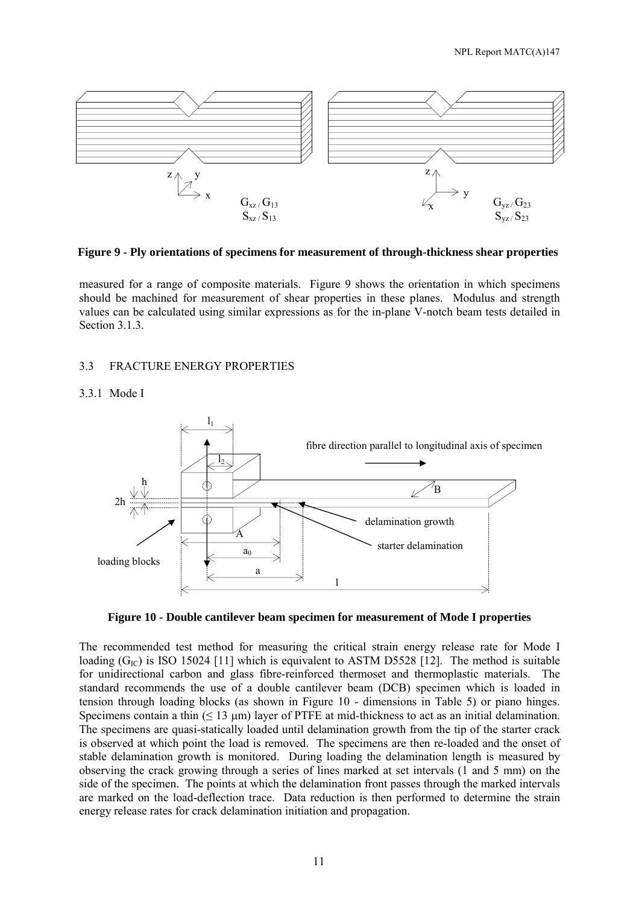Figure 9 - Ply orientations of specimens for measurement of through-thickness shear properties

measured for a range of composite materials. Figure 9 shows the orientation in which specimens should be machined for measurement of shear properties in these planes. Modulus and strength values can be calculated using similar expressions as for the in-plane V-notch beam tests detailed in Section 3.1.3.

## 3.3 FRACTURE ENERGY PROPERTIES

### 3.3.1 Mode I

Figure 10 - Double cantilever beam specimen for measurement of Mode I properties

The recommended test method for measuring the critical strain energy release rate for Mode I loading ($G_{IC}$) is ISO 15024 [11] which is equivalent to ASTM D5528 [12]. The method is suitable for unidirectional carbon and glass fibre-reinforced thermoset and thermoplastic materials. The standard recommends the use of a double cantilever beam (DCB) specimen which is loaded in tension through loading blocks (as shown in Figure 10 - dimensions in Table 5) or piano hinges. Specimens contain a thin ($\leq$ 13 μm) layer of PTFE at mid-thickness to act as an initial delamination. The specimens are quasi-statically loaded until delamination growth from the tip of the starter crack is observed at which point the load is removed. The specimens are then re-loaded and the onset of stable delamination growth is monitored. During loading the delamination length is measured by observing the crack growing through a series of lines marked at set intervals (1 and 5 mm) on the side of the specimen. The points at which the delamination front passes through the marked intervals are marked on the load-deflection trace. Data reduction is then performed to determine the strain energy release rates for crack delamination initiation and propagation.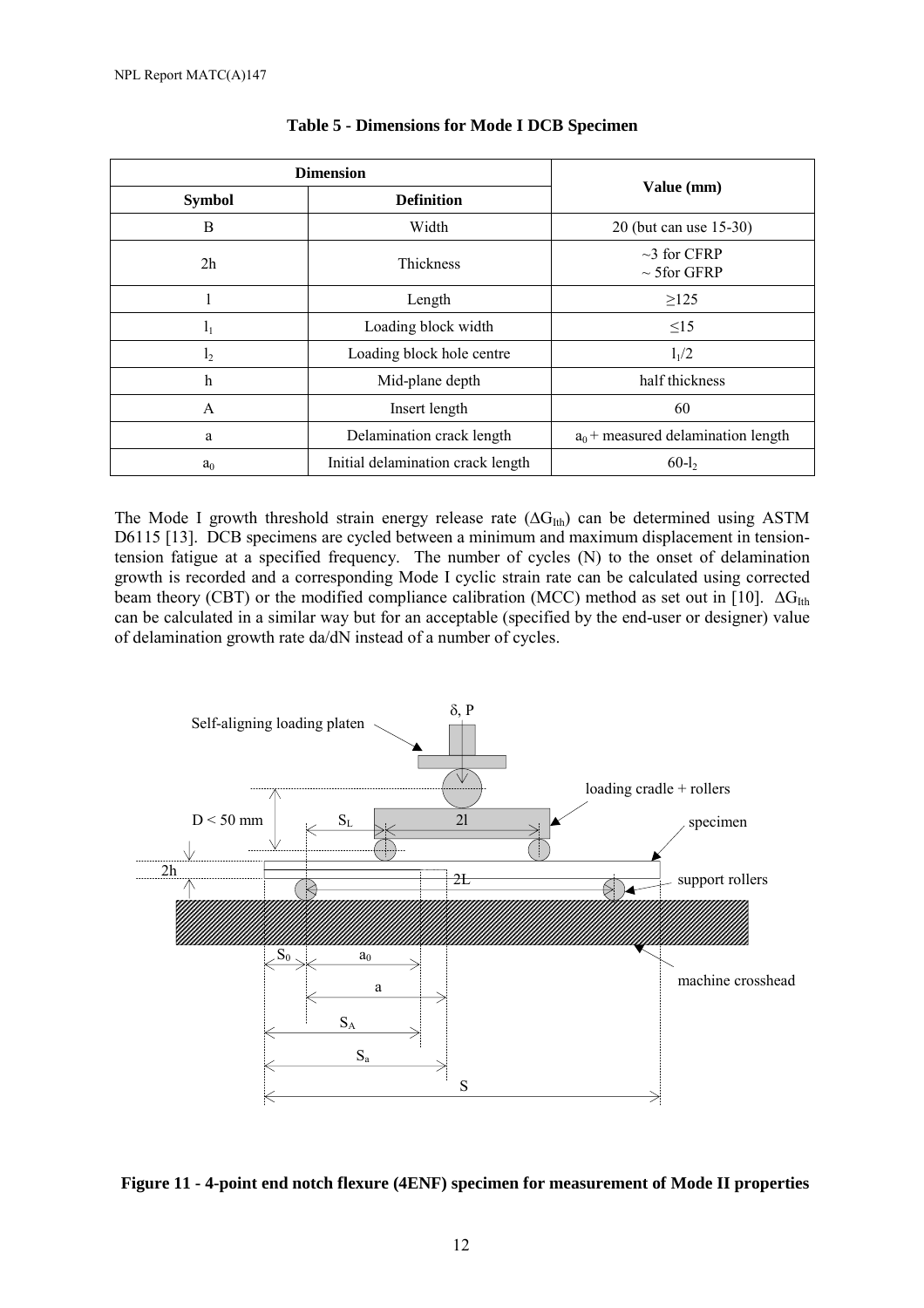**Table 5 - Dimensions for Mode I DCB Specimen**

| Dimension | | Value (mm) |
|---|---|---|
| Symbol | Definition | |
| B | Width | 20 (but can use 15-30) |
| 2h | Thickness | ~3 for CFRP<br>~ 5for GFRP |
| l | Length | ≥125 |
| $l_1$ | Loading block width | ≤15 |
| $l_2$ | Loading block hole centre | $l_1/2$ |
| h | Mid-plane depth | half thickness |
| A | Insert length | 60 |
| a | Delamination crack length | $a_0$ + measured delamination length |
| $a_0$ | Initial delamination crack length | $60\text{-}l_2$ |

The Mode I growth threshold strain energy release rate ($\Delta G_{Ith}$) can be determined using ASTM D6115 [13]. DCB specimens are cycled between a minimum and maximum displacement in tension-tension fatigue at a specified frequency. The number of cycles (N) to the onset of delamination growth is recorded and a corresponding Mode I cyclic strain rate can be calculated using corrected beam theory (CBT) or the modified compliance calibration (MCC) method as set out in [10]. $\Delta G_{Ith}$ can be calculated in a similar way but for an acceptable (specified by the end-user or designer) value of delamination growth rate da/dN instead of a number of cycles.

**Figure 11 - 4-point end notch flexure (4ENF) specimen for measurement of Mode II properties**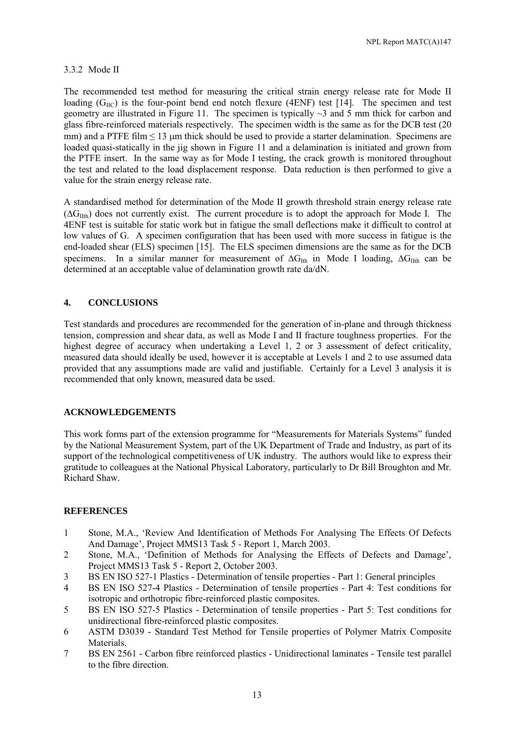### 3.3.2 Mode II

The recommended test method for measuring the critical strain energy release rate for Mode II loading ($G_{IIC}$) is the four-point bend end notch flexure (4ENF) test [14]. The specimen and test geometry are illustrated in Figure 11. The specimen is typically ~3 and 5 mm thick for carbon and glass fibre-reinforced materials respectively. The specimen width is the same as for the DCB test (20 mm) and a PTFE film ≤ 13 μm thick should be used to provide a starter delamination. Specimens are loaded quasi-statically in the jig shown in Figure 11 and a delamination is initiated and grown from the PTFE insert. In the same way as for Mode I testing, the crack growth is monitored throughout the test and related to the load displacement response. Data reduction is then performed to give a value for the strain energy release rate.

A standardised method for determination of the Mode II growth threshold strain energy release rate ($\Delta G_{IIth}$) does not currently exist. The current procedure is to adopt the approach for Mode I. The 4ENF test is suitable for static work but in fatigue the small deflections make it difficult to control at low values of G. A specimen configuration that has been used with more success in fatigue is the end-loaded shear (ELS) specimen [15]. The ELS specimen dimensions are the same as for the DCB specimens. In a similar manner for measurement of $\Delta G_{Ith}$ in Mode I loading, $\Delta G_{IIth}$ can be determined at an acceptable value of delamination growth rate da/dN.

## 4. CONCLUSIONS

Test standards and procedures are recommended for the generation of in-plane and through thickness tension, compression and shear data, as well as Mode I and II fracture toughness properties. For the highest degree of accuracy when undertaking a Level 1, 2 or 3 assessment of defect criticality, measured data should ideally be used, however it is acceptable at Levels 1 and 2 to use assumed data provided that any assumptions made are valid and justifiable. Certainly for a Level 3 analysis it is recommended that only known, measured data be used.

## ACKNOWLEDGEMENTS

This work forms part of the extension programme for "Measurements for Materials Systems" funded by the National Measurement System, part of the UK Department of Trade and Industry, as part of its support of the technological competitiveness of UK industry. The authors would like to express their gratitude to colleagues at the National Physical Laboratory, particularly to Dr Bill Broughton and Mr. Richard Shaw.

## REFERENCES

1. Stone, M.A., 'Review And Identification of Methods For Analysing The Effects Of Defects And Damage', Project MMS13 Task 5 - Report 1, March 2003.
2. Stone, M.A., 'Definition of Methods for Analysing the Effects of Defects and Damage', Project MMS13 Task 5 - Report 2, October 2003.
3. BS EN ISO 527-1 Plastics - Determination of tensile properties - Part 1: General principles
4. BS EN ISO 527-4 Plastics - Determination of tensile properties - Part 4: Test conditions for isotropic and orthotropic fibre-reinforced plastic composites.
5. BS EN ISO 527-5 Plastics - Determination of tensile properties - Part 5: Test conditions for unidirectional fibre-reinforced plastic composites.
6. ASTM D3039 - Standard Test Method for Tensile properties of Polymer Matrix Composite Materials.
7. BS EN 2561 - Carbon fibre reinforced plastics - Unidirectional laminates - Tensile test parallel to the fibre direction.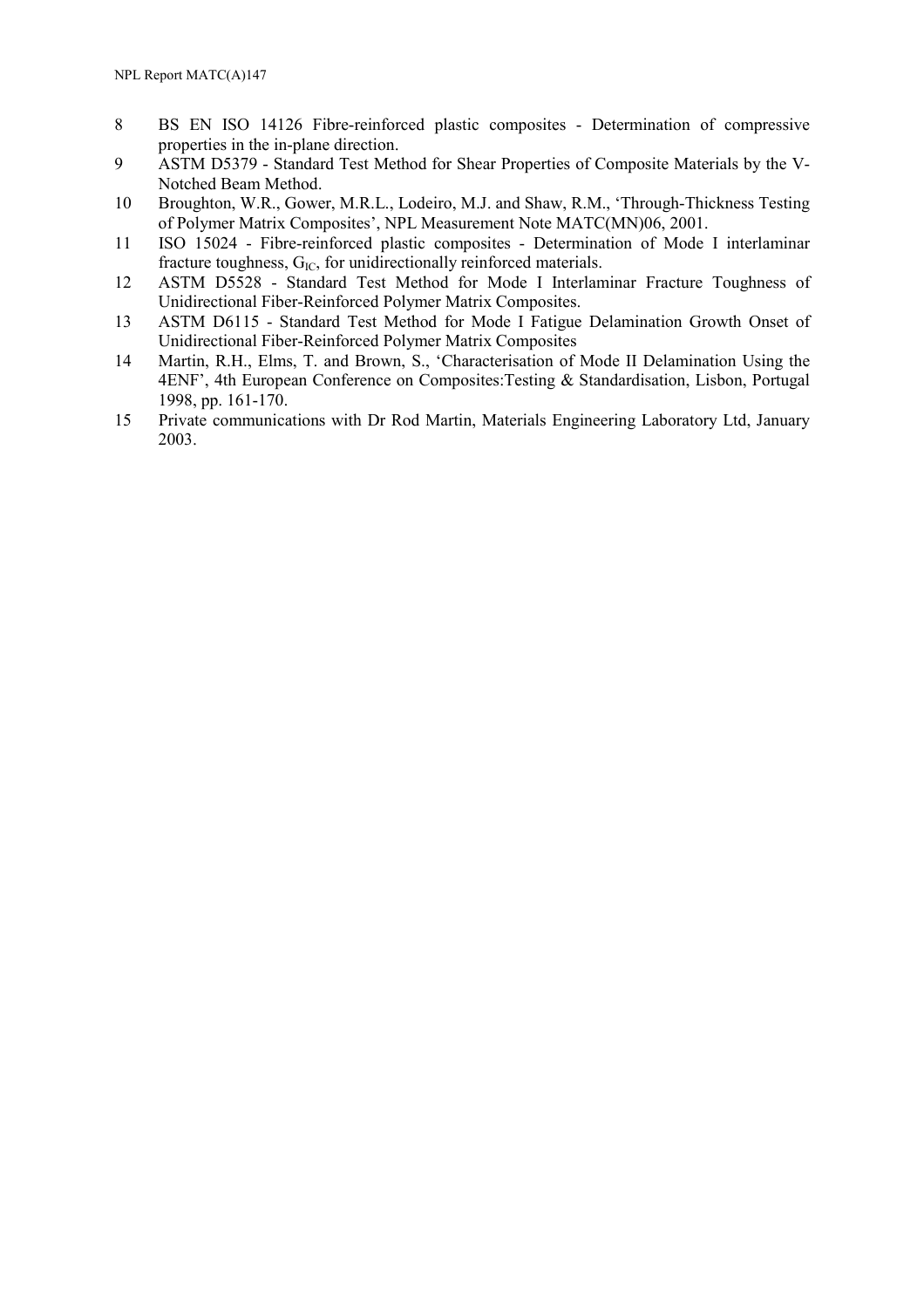8 BS EN ISO 14126 Fibre-reinforced plastic composites - Determination of compressive properties in the in-plane direction.
9 ASTM D5379 - Standard Test Method for Shear Properties of Composite Materials by the V-Notched Beam Method.
10 Broughton, W.R., Gower, M.R.L., Lodeiro, M.J. and Shaw, R.M., 'Through-Thickness Testing of Polymer Matrix Composites', NPL Measurement Note MATC(MN)06, 2001.
11 ISO 15024 - Fibre-reinforced plastic composites - Determination of Mode I interlaminar fracture toughness, $G_{IC}$, for unidirectionally reinforced materials.
12 ASTM D5528 - Standard Test Method for Mode I Interlaminar Fracture Toughness of Unidirectional Fiber-Reinforced Polymer Matrix Composites.
13 ASTM D6115 - Standard Test Method for Mode I Fatigue Delamination Growth Onset of Unidirectional Fiber-Reinforced Polymer Matrix Composites
14 Martin, R.H., Elms, T. and Brown, S., 'Characterisation of Mode II Delamination Using the 4ENF', 4th European Conference on Composites:Testing & Standardisation, Lisbon, Portugal 1998, pp. 161-170.
15 Private communications with Dr Rod Martin, Materials Engineering Laboratory Ltd, January 2003.